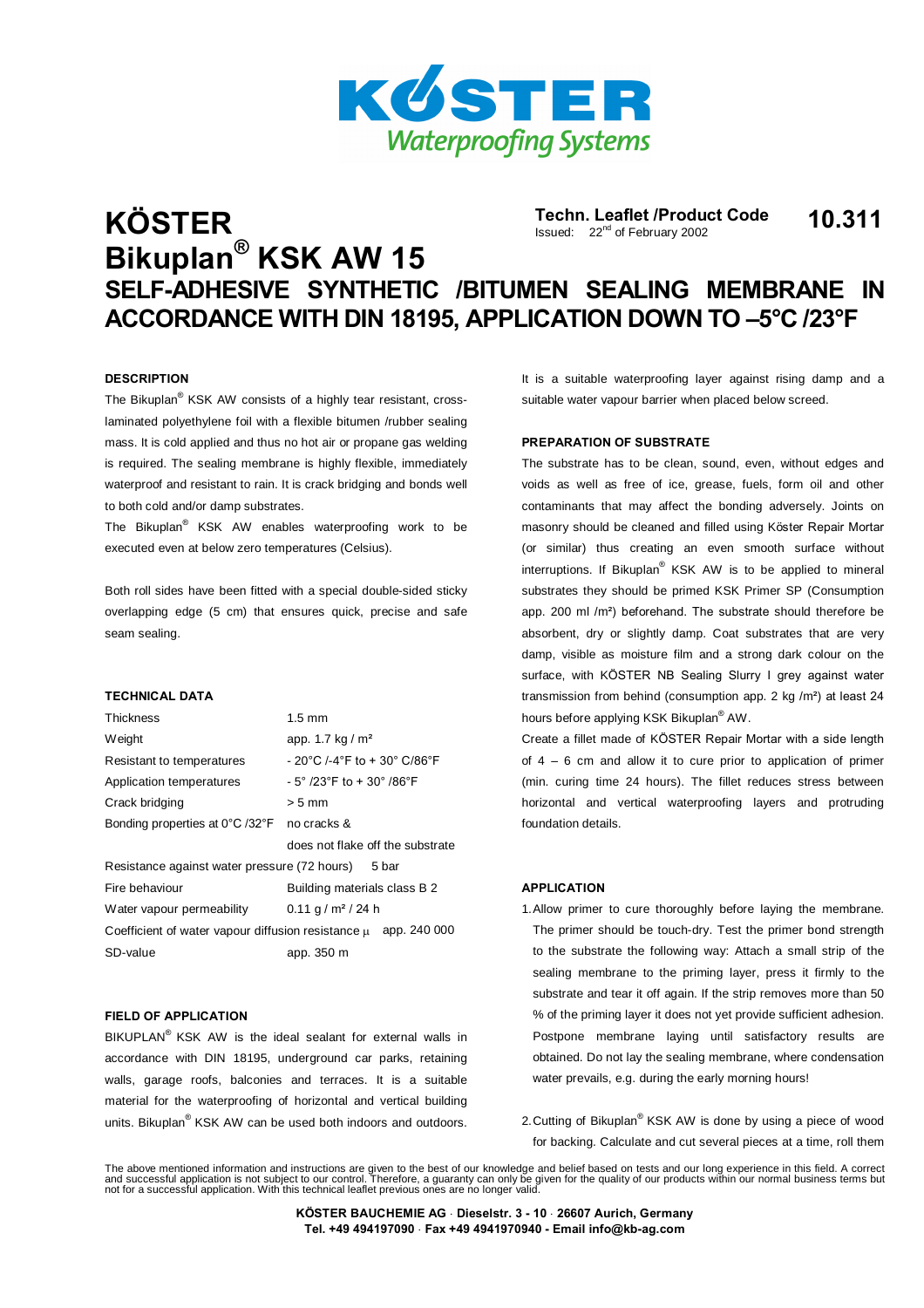# KÖSTER Bikuplan® KSK AW 15

**Techn. Leaflet /Product Code** **10.311**
Issued: 22nd of February 2002

## SELF-ADHESIVE SYNTHETIC /BITUMEN SEALING MEMBRANE IN ACCORDANCE WITH DIN 18195, APPLICATION DOWN TO –5°C /23°F

### DESCRIPTION

The Bikuplan® KSK AW consists of a highly tear resistant, cross-laminated polyethylene foil with a flexible bitumen /rubber sealing mass. It is cold applied and thus no hot air or propane gas welding is required. The sealing membrane is highly flexible, immediately waterproof and resistant to rain. It is crack bridging and bonds well to both cold and/or damp substrates.

The Bikuplan® KSK AW enables waterproofing work to be executed even at below zero temperatures (Celsius).

Both roll sides have been fitted with a special double-sided sticky overlapping edge (5 cm) that ensures quick, precise and safe seam sealing.

### TECHNICAL DATA

| | |
|---|---|
| Thickness | 1.5 mm |
| Weight | app. 1.7 kg / m² |
| Resistant to temperatures | - 20°C /-4°F to + 30° C/86°F |
| Application temperatures | - 5° /23°F to + 30° /86°F |
| Crack bridging | > 5 mm |
| Bonding properties at 0°C /32°F | no cracks & does not flake off the substrate |
| Resistance against water pressure (72 hours) | 5 bar |
| Fire behaviour | Building materials class B 2 |
| Water vapour permeability | 0.11 g / m² / 24 h |
| Coefficient of water vapour diffusion resistance μ | app. 240 000 |
| SD-value | app. 350 m |

### FIELD OF APPLICATION

BIKUPLAN® KSK AW is the ideal sealant for external walls in accordance with DIN 18195, underground car parks, retaining walls, garage roofs, balconies and terraces. It is a suitable material for the waterproofing of horizontal and vertical building units. Bikuplan® KSK AW can be used both indoors and outdoors.

It is a suitable waterproofing layer against rising damp and a suitable water vapour barrier when placed below screed.

### PREPARATION OF SUBSTRATE

The substrate has to be clean, sound, even, without edges and voids as well as free of ice, grease, fuels, form oil and other contaminants that may affect the bonding adversely. Joints on masonry should be cleaned and filled using Köster Repair Mortar (or similar) thus creating an even smooth surface without interruptions. If Bikuplan® KSK AW is to be applied to mineral substrates they should be primed KSK Primer SP (Consumption app. 200 ml /m²) beforehand. The substrate should therefore be absorbent, dry or slightly damp. Coat substrates that are very damp, visible as moisture film and a strong dark colour on the surface, with KÖSTER NB Sealing Slurry I grey against water transmission from behind (consumption app. 2 kg /m²) at least 24 hours before applying KSK Bikuplan® AW.

Create a fillet made of KÖSTER Repair Mortar with a side length of 4 – 6 cm and allow it to cure prior to application of primer (min. curing time 24 hours). The fillet reduces stress between horizontal and vertical waterproofing layers and protruding foundation details.

### APPLICATION

1. Allow primer to cure thoroughly before laying the membrane. The primer should be touch-dry. Test the primer bond strength to the substrate the following way: Attach a small strip of the sealing membrane to the priming layer, press it firmly to the substrate and tear it off again. If the strip removes more than 50 % of the priming layer it does not yet provide sufficient adhesion. Postpone membrane laying until satisfactory results are obtained. Do not lay the sealing membrane, where condensation water prevails, e.g. during the early morning hours!

2. Cutting of Bikuplan® KSK AW is done by using a piece of wood for backing. Calculate and cut several pieces at a time, roll them

The above mentioned information and instructions are given to the best of our knowledge and belief based on tests and our long experience in this field. A correct and successful application is not subject to our control. Therefore, a guaranty can only be given for the quality of our products within our normal business terms but not for a successful application. With this technical leaflet previous ones are no longer valid.

**KÖSTER BAUCHEMIE AG · Dieselstr. 3 - 10 · 26607 Aurich, Germany**
**Tel. +49 494197090 · Fax +49 4941970940 - Email info@kb-ag.com**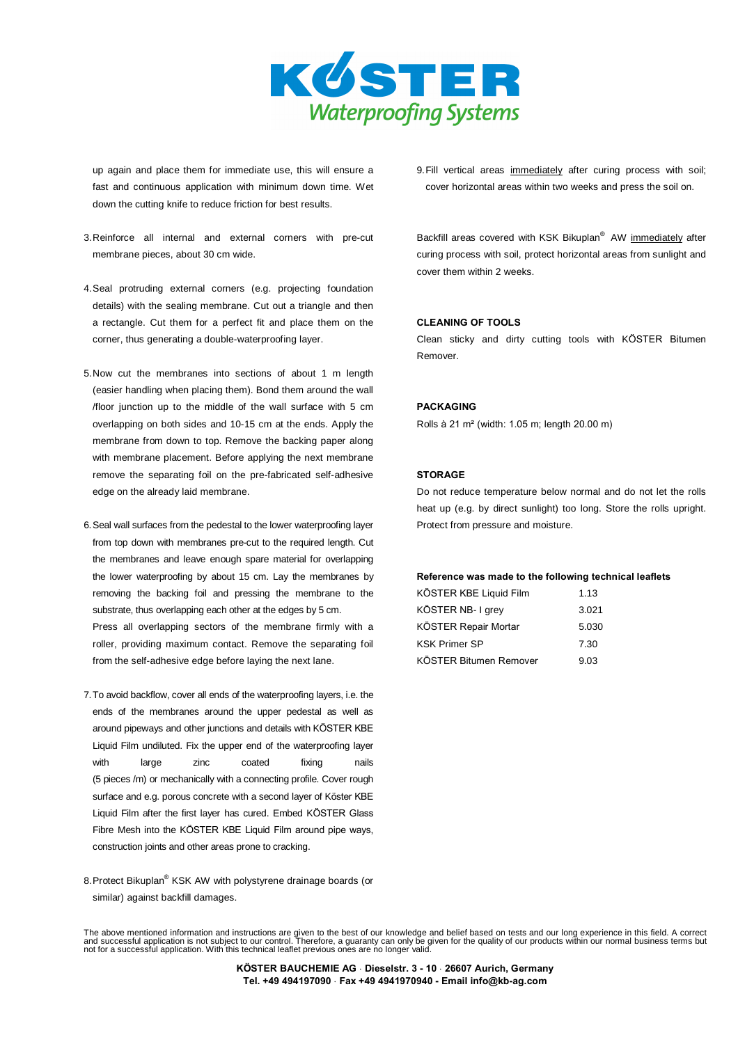up again and place them for immediate use, this will ensure a fast and continuous application with minimum down time. Wet down the cutting knife to reduce friction for best results.

3. Reinforce all internal and external corners with pre-cut membrane pieces, about 30 cm wide.

4. Seal protruding external corners (e.g. projecting foundation details) with the sealing membrane. Cut out a triangle and then a rectangle. Cut them for a perfect fit and place them on the corner, thus generating a double-waterproofing layer.

5. Now cut the membranes into sections of about 1 m length (easier handling when placing them). Bond them around the wall /floor junction up to the middle of the wall surface with 5 cm overlapping on both sides and 10-15 cm at the ends. Apply the membrane from down to top. Remove the backing paper along with membrane placement. Before applying the next membrane remove the separating foil on the pre-fabricated self-adhesive edge on the already laid membrane.

6. Seal wall surfaces from the pedestal to the lower waterproofing layer from top down with membranes pre-cut to the required length. Cut the membranes and leave enough spare material for overlapping the lower waterproofing by about 15 cm. Lay the membranes by removing the backing foil and pressing the membrane to the substrate, thus overlapping each other at the edges by 5 cm.
   Press all overlapping sectors of the membrane firmly with a roller, providing maximum contact. Remove the separating foil from the self-adhesive edge before laying the next lane.

7. To avoid backflow, cover all ends of the waterproofing layers, i.e. the ends of the membranes around the upper pedestal as well as around pipeways and other junctions and details with KÖSTER KBE Liquid Film undiluted. Fix the upper end of the waterproofing layer with large zinc coated fixing nails (5 pieces /m) or mechanically with a connecting profile. Cover rough surface and e.g. porous concrete with a second layer of Köster KBE Liquid Film after the first layer has cured. Embed KÖSTER Glass Fibre Mesh into the KÖSTER KBE Liquid Film around pipe ways, construction joints and other areas prone to cracking.

8. Protect Bikuplan® KSK AW with polystyrene drainage boards (or similar) against backfill damages.

9. Fill vertical areas immediately after curing process with soil; cover horizontal areas within two weeks and press the soil on.

Backfill areas covered with KSK Bikuplan® AW immediately after curing process with soil, protect horizontal areas from sunlight and cover them within 2 weeks.

**CLEANING OF TOOLS**

Clean sticky and dirty cutting tools with KÖSTER Bitumen Remover.

**PACKAGING**

Rolls à 21 m² (width: 1.05 m; length 20.00 m)

**STORAGE**

Do not reduce temperature below normal and do not let the rolls heat up (e.g. by direct sunlight) too long. Store the rolls upright. Protect from pressure and moisture.

**Reference was made to the following technical leaflets**

| | |
|---|---|
| KÖSTER KBE Liquid Film | 1.13 |
| KÖSTER NB- I grey | 3.021 |
| KÖSTER Repair Mortar | 5.030 |
| KSK Primer SP | 7.30 |
| KÖSTER Bitumen Remover | 9.03 |

The above mentioned information and instructions are given to the best of our knowledge and belief based on tests and our long experience in this field. A correct and successful application is not subject to our control. Therefore, a guaranty can only be given for the quality of our products within our normal business terms but not for a successful application. With this technical leaflet previous ones are no longer valid.

**KÖSTER BAUCHEMIE AG · Dieselstr. 3 - 10 · 26607 Aurich, Germany**
**Tel. +49 494197090 · Fax +49 4941970940 - Email info@kb-ag.com**